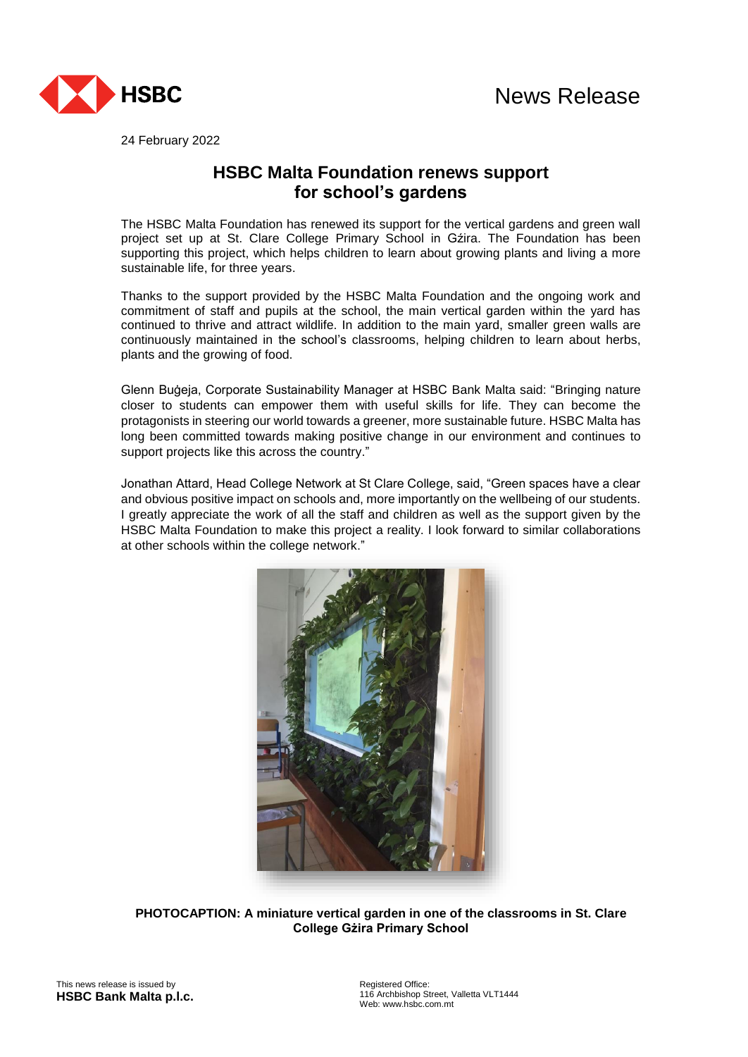News Release

24 February 2022

# HSBC Malta Foundation renews support for school's gardens

The HSBC Malta Foundation has renewed its support for the vertical gardens and green wall project set up at St. Clare College Primary School in Gżira. The Foundation has been supporting this project, which helps children to learn about growing plants and living a more sustainable life, for three years.

Thanks to the support provided by the HSBC Malta Foundation and the ongoing work and commitment of staff and pupils at the school, the main vertical garden within the yard has continued to thrive and attract wildlife. In addition to the main yard, smaller green walls are continuously maintained in the school's classrooms, helping children to learn about herbs, plants and the growing of food.

Glenn Buġeja, Corporate Sustainability Manager at HSBC Bank Malta said: "Bringing nature closer to students can empower them with useful skills for life. They can become the protagonists in steering our world towards a greener, more sustainable future. HSBC Malta has long been committed towards making positive change in our environment and continues to support projects like this across the country."

Jonathan Attard, Head College Network at St Clare College, said, "Green spaces have a clear and obvious positive impact on schools and, more importantly on the wellbeing of our students. I greatly appreciate the work of all the staff and children as well as the support given by the HSBC Malta Foundation to make this project a reality. I look forward to similar collaborations at other schools within the college network."

**PHOTOCAPTION: A miniature vertical garden in one of the classrooms in St. Clare College Gżira Primary School**

This news release is issued by
**HSBC Bank Malta p.l.c.**

Registered Office:
116 Archbishop Street, Valletta VLT1444
Web: www.hsbc.com.mt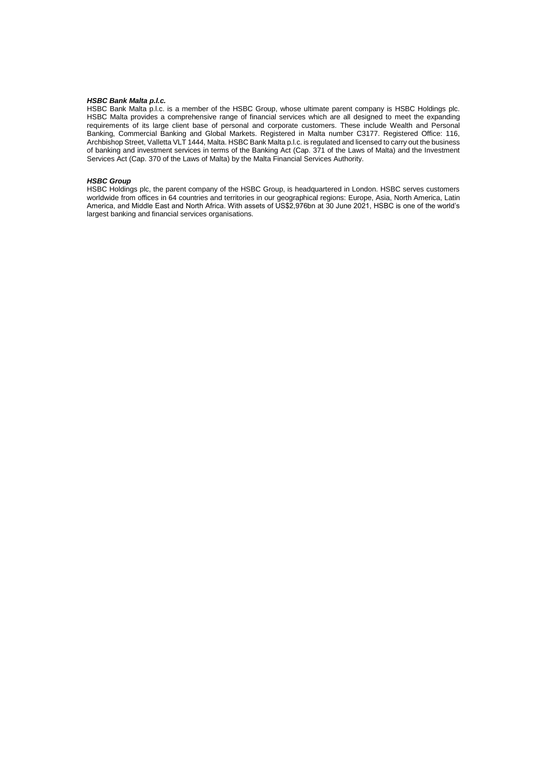***HSBC Bank Malta p.l.c.***

HSBC Bank Malta p.l.c. is a member of the HSBC Group, whose ultimate parent company is HSBC Holdings plc. HSBC Malta provides a comprehensive range of financial services which are all designed to meet the expanding requirements of its large client base of personal and corporate customers. These include Wealth and Personal Banking, Commercial Banking and Global Markets. Registered in Malta number C3177. Registered Office: 116, Archbishop Street, Valletta VLT 1444, Malta. HSBC Bank Malta p.l.c. is regulated and licensed to carry out the business of banking and investment services in terms of the Banking Act (Cap. 371 of the Laws of Malta) and the Investment Services Act (Cap. 370 of the Laws of Malta) by the Malta Financial Services Authority.

***HSBC Group***

HSBC Holdings plc, the parent company of the HSBC Group, is headquartered in London. HSBC serves customers worldwide from offices in 64 countries and territories in our geographical regions: Europe, Asia, North America, Latin America, and Middle East and North Africa. With assets of US$2,976bn at 30 June 2021, HSBC is one of the world's largest banking and financial services organisations.